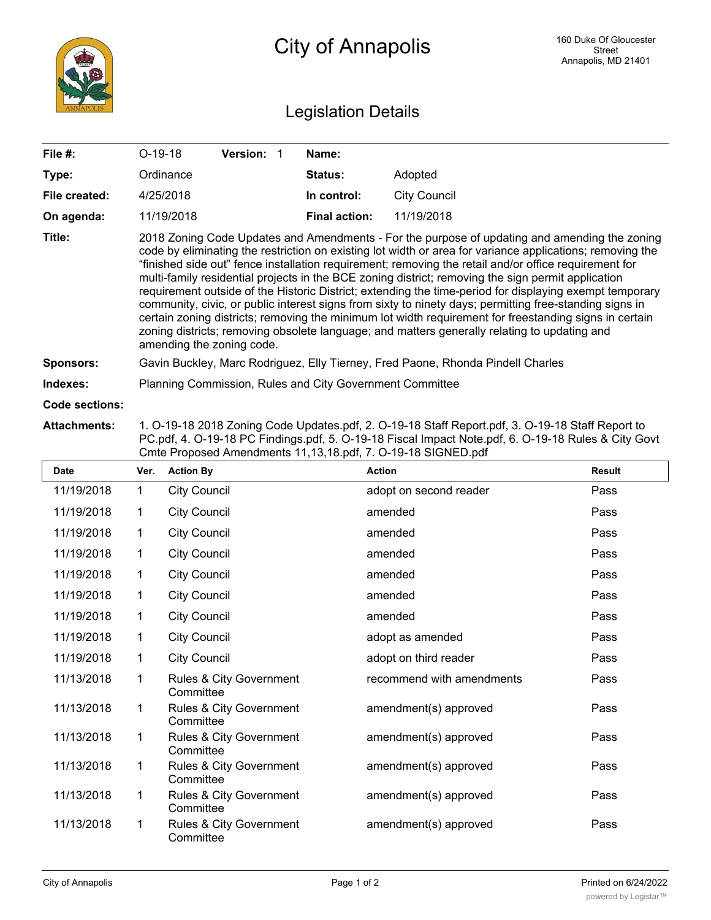# City of Annapolis

160 Duke Of Gloucester Street
Annapolis, MD 21401

## Legislation Details

| | | | |
|---|---|---|---|
| **File #:** | O-19-18 **Version:** 1 | **Name:** | |
| **Type:** | Ordinance | **Status:** | Adopted |
| **File created:** | 4/25/2018 | **In control:** | City Council |
| **On agenda:** | 11/19/2018 | **Final action:** | 11/19/2018 |

**Title:** 2018 Zoning Code Updates and Amendments - For the purpose of updating and amending the zoning code by eliminating the restriction on existing lot width or area for variance applications; removing the "finished side out" fence installation requirement; removing the retail and/or office requirement for multi-family residential projects in the BCE zoning district; removing the sign permit application requirement outside of the Historic District; extending the time-period for displaying exempt temporary community, civic, or public interest signs from sixty to ninety days; permitting free-standing signs in certain zoning districts; removing the minimum lot width requirement for freestanding signs in certain zoning districts; removing obsolete language; and matters generally relating to updating and amending the zoning code.

**Sponsors:** Gavin Buckley, Marc Rodriguez, Elly Tierney, Fred Paone, Rhonda Pindell Charles

**Indexes:** Planning Commission, Rules and City Government Committee

**Code sections:**

**Attachments:** 1. O-19-18 2018 Zoning Code Updates.pdf, 2. O-19-18 Staff Report.pdf, 3. O-19-18 Staff Report to PC.pdf, 4. O-19-18 PC Findings.pdf, 5. O-19-18 Fiscal Impact Note.pdf, 6. O-19-18 Rules & City Govt Cmte Proposed Amendments 11,13,18.pdf, 7. O-19-18 SIGNED.pdf

| Date | Ver. | Action By | Action | Result |
|---|---|---|---|---|
| 11/19/2018 | 1 | City Council | adopt on second reader | Pass |
| 11/19/2018 | 1 | City Council | amended | Pass |
| 11/19/2018 | 1 | City Council | amended | Pass |
| 11/19/2018 | 1 | City Council | amended | Pass |
| 11/19/2018 | 1 | City Council | amended | Pass |
| 11/19/2018 | 1 | City Council | amended | Pass |
| 11/19/2018 | 1 | City Council | amended | Pass |
| 11/19/2018 | 1 | City Council | adopt as amended | Pass |
| 11/19/2018 | 1 | City Council | adopt on third reader | Pass |
| 11/13/2018 | 1 | Rules & City Government Committee | recommend with amendments | Pass |
| 11/13/2018 | 1 | Rules & City Government Committee | amendment(s) approved | Pass |
| 11/13/2018 | 1 | Rules & City Government Committee | amendment(s) approved | Pass |
| 11/13/2018 | 1 | Rules & City Government Committee | amendment(s) approved | Pass |
| 11/13/2018 | 1 | Rules & City Government Committee | amendment(s) approved | Pass |
| 11/13/2018 | 1 | Rules & City Government Committee | amendment(s) approved | Pass |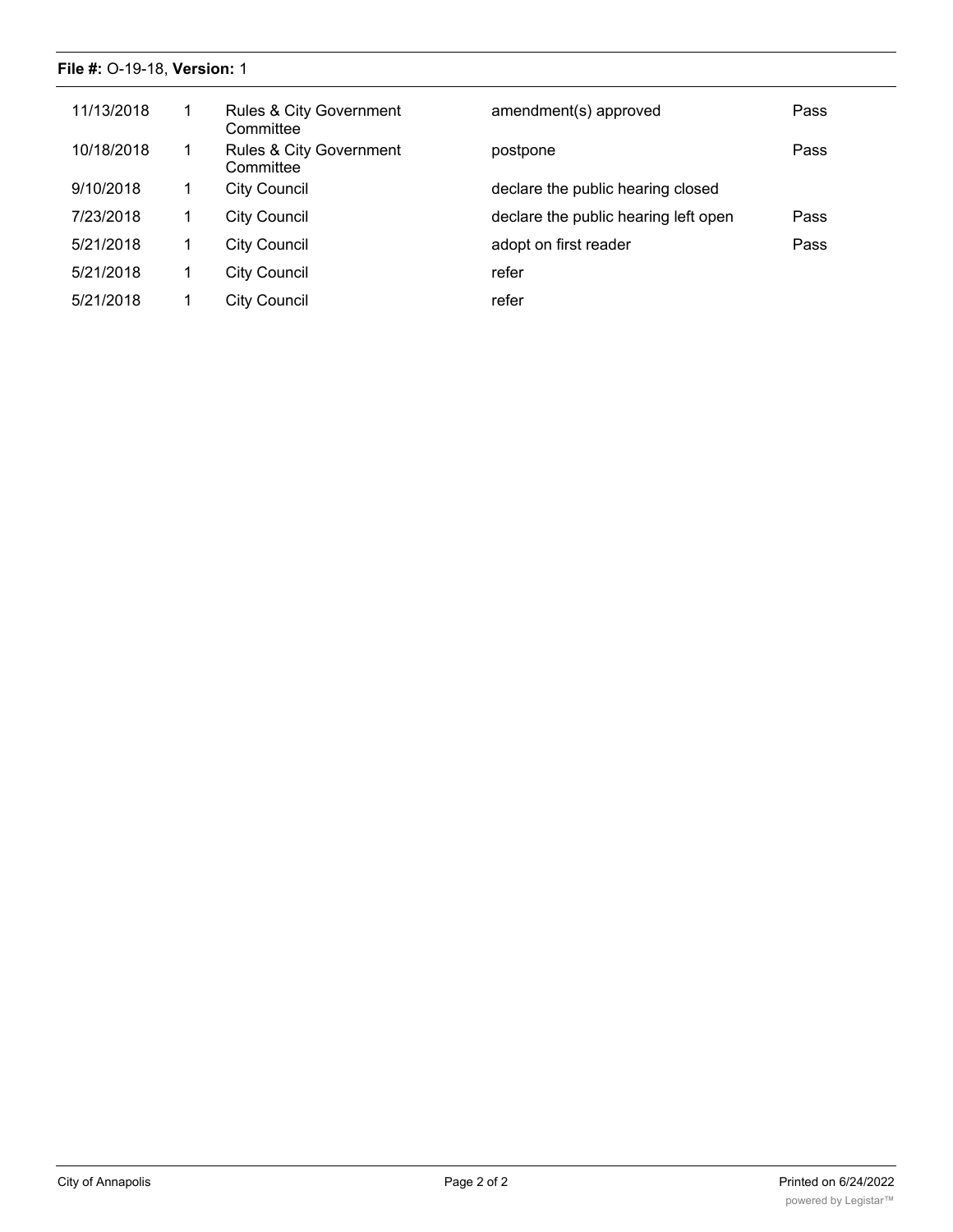**File #:** O-19-18, **Version:** 1

| | | | | |
|---|---|---|---|---|
| 11/13/2018 | 1 | Rules & City Government Committee | amendment(s) approved | Pass |
| 10/18/2018 | 1 | Rules & City Government Committee | postpone | Pass |
| 9/10/2018 | 1 | City Council | declare the public hearing closed | |
| 7/23/2018 | 1 | City Council | declare the public hearing left open | Pass |
| 5/21/2018 | 1 | City Council | adopt on first reader | Pass |
| 5/21/2018 | 1 | City Council | refer | |
| 5/21/2018 | 1 | City Council | refer | |